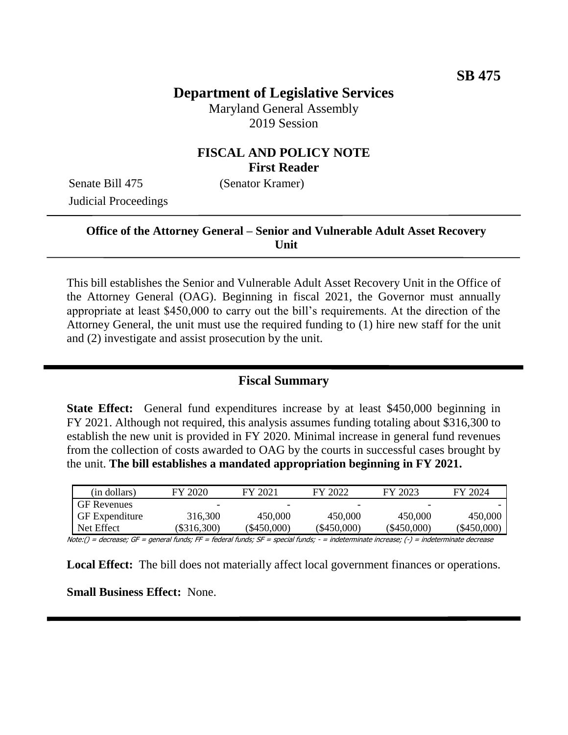**SB 475**

# Department of Legislative Services

Maryland General Assembly
2019 Session

## FISCAL AND POLICY NOTE
**First Reader**

Senate Bill 475 (Senator Kramer)
Judicial Proceedings

---

**Office of the Attorney General – Senior and Vulnerable Adult Asset Recovery Unit**

---

This bill establishes the Senior and Vulnerable Adult Asset Recovery Unit in the Office of the Attorney General (OAG). Beginning in fiscal 2021, the Governor must annually appropriate at least $450,000 to carry out the bill's requirements. At the direction of the Attorney General, the unit must use the required funding to (1) hire new staff for the unit and (2) investigate and assist prosecution by the unit.

---

## Fiscal Summary

**State Effect:** General fund expenditures increase by at least $450,000 beginning in FY 2021. Although not required, this analysis assumes funding totaling about $316,300 to establish the new unit is provided in FY 2020. Minimal increase in general fund revenues from the collection of costs awarded to OAG by the courts in successful cases brought by the unit. **The bill establishes a mandated appropriation beginning in FY 2021.**

| (in dollars) | FY 2020 | FY 2021 | FY 2022 | FY 2023 | FY 2024 |
|---|---|---|---|---|---|
| GF Revenues | - | - | - | - | - |
| GF Expenditure | 316,300 | 450,000 | 450,000 | 450,000 | 450,000 |
| Net Effect | ($316,300) | ($450,000) | ($450,000) | ($450,000) | ($450,000) |

Note:() = decrease; GF = general funds; FF = federal funds; SF = special funds; - = indeterminate increase; (-) = indeterminate decrease

**Local Effect:** The bill does not materially affect local government finances or operations.

**Small Business Effect:** None.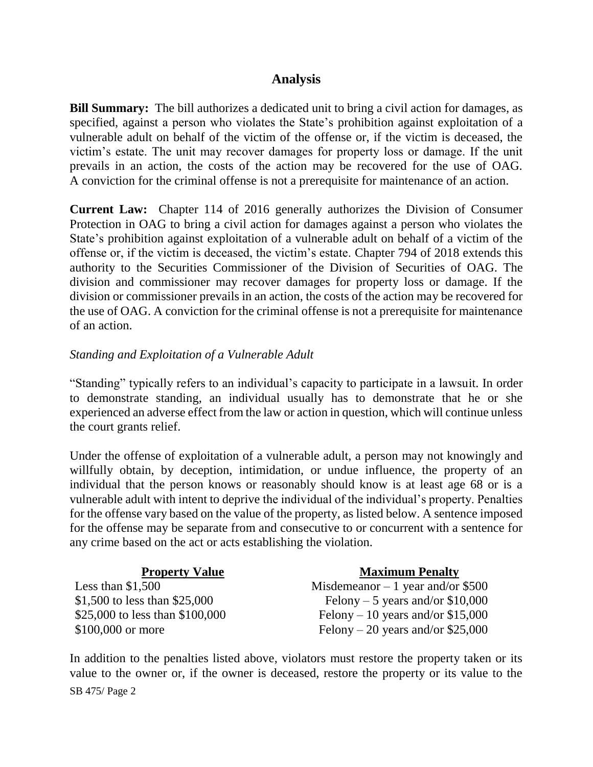## Analysis

**Bill Summary:** The bill authorizes a dedicated unit to bring a civil action for damages, as specified, against a person who violates the State's prohibition against exploitation of a vulnerable adult on behalf of the victim of the offense or, if the victim is deceased, the victim's estate. The unit may recover damages for property loss or damage. If the unit prevails in an action, the costs of the action may be recovered for the use of OAG. A conviction for the criminal offense is not a prerequisite for maintenance of an action.

**Current Law:** Chapter 114 of 2016 generally authorizes the Division of Consumer Protection in OAG to bring a civil action for damages against a person who violates the State's prohibition against exploitation of a vulnerable adult on behalf of a victim of the offense or, if the victim is deceased, the victim's estate. Chapter 794 of 2018 extends this authority to the Securities Commissioner of the Division of Securities of OAG. The division and commissioner may recover damages for property loss or damage. If the division or commissioner prevails in an action, the costs of the action may be recovered for the use of OAG. A conviction for the criminal offense is not a prerequisite for maintenance of an action.

*Standing and Exploitation of a Vulnerable Adult*

"Standing" typically refers to an individual's capacity to participate in a lawsuit. In order to demonstrate standing, an individual usually has to demonstrate that he or she experienced an adverse effect from the law or action in question, which will continue unless the court grants relief.

Under the offense of exploitation of a vulnerable adult, a person may not knowingly and willfully obtain, by deception, intimidation, or undue influence, the property of an individual that the person knows or reasonably should know is at least age 68 or is a vulnerable adult with intent to deprive the individual of the individual's property. Penalties for the offense vary based on the value of the property, as listed below. A sentence imposed for the offense may be separate from and consecutive to or concurrent with a sentence for any crime based on the act or acts establishing the violation.

| Property Value | Maximum Penalty |
|---|---|
| Less than $1,500 | Misdemeanor – 1 year and/or $500 |
| $1,500 to less than $25,000 | Felony – 5 years and/or $10,000 |
| $25,000 to less than $100,000 | Felony – 10 years and/or $15,000 |
| $100,000 or more | Felony – 20 years and/or $25,000 |

In addition to the penalties listed above, violators must restore the property taken or its value to the owner or, if the owner is deceased, restore the property or its value to the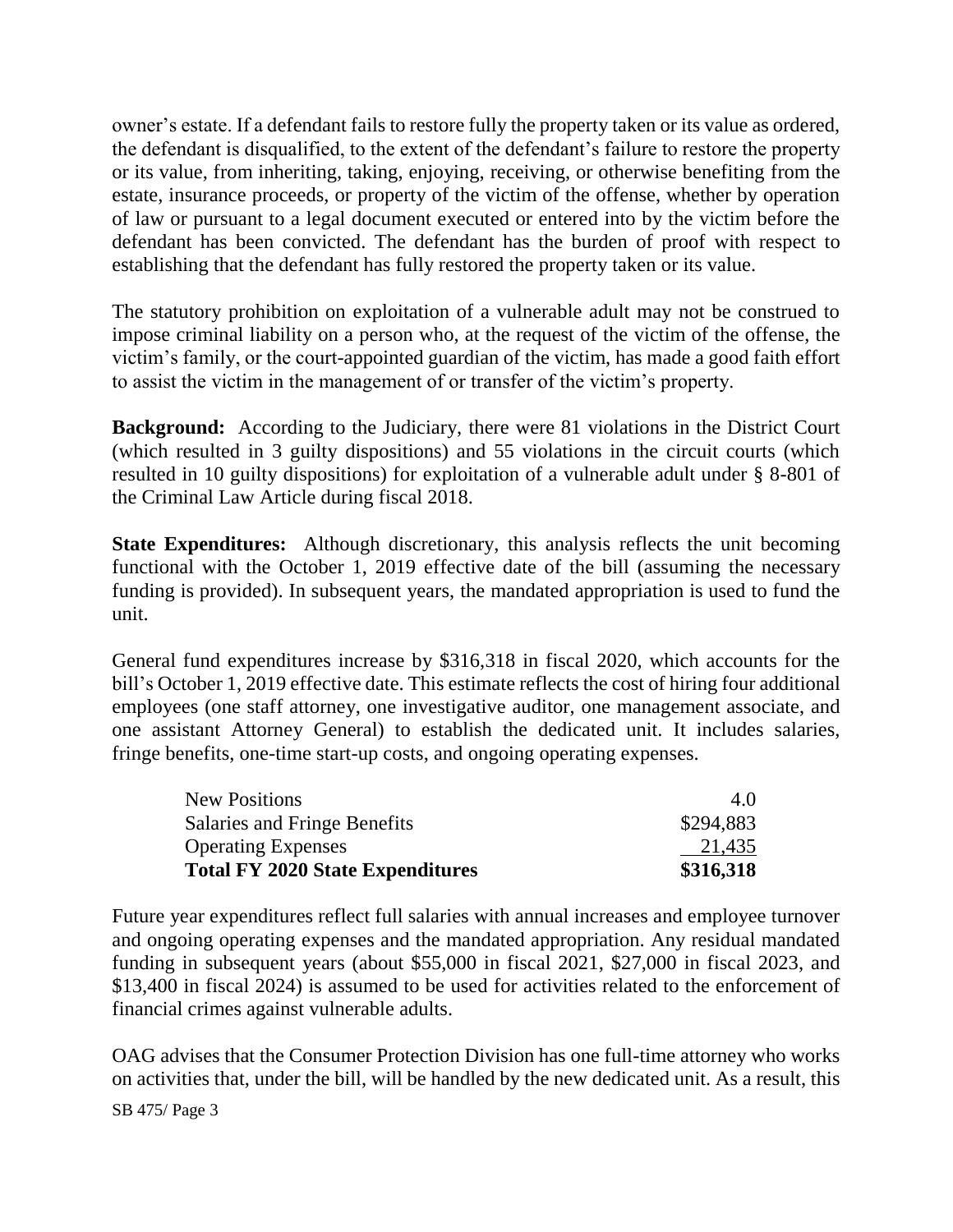owner's estate. If a defendant fails to restore fully the property taken or its value as ordered, the defendant is disqualified, to the extent of the defendant's failure to restore the property or its value, from inheriting, taking, enjoying, receiving, or otherwise benefiting from the estate, insurance proceeds, or property of the victim of the offense, whether by operation of law or pursuant to a legal document executed or entered into by the victim before the defendant has been convicted. The defendant has the burden of proof with respect to establishing that the defendant has fully restored the property taken or its value.

The statutory prohibition on exploitation of a vulnerable adult may not be construed to impose criminal liability on a person who, at the request of the victim of the offense, the victim's family, or the court-appointed guardian of the victim, has made a good faith effort to assist the victim in the management of or transfer of the victim's property.

**Background:** According to the Judiciary, there were 81 violations in the District Court (which resulted in 3 guilty dispositions) and 55 violations in the circuit courts (which resulted in 10 guilty dispositions) for exploitation of a vulnerable adult under § 8-801 of the Criminal Law Article during fiscal 2018.

**State Expenditures:** Although discretionary, this analysis reflects the unit becoming functional with the October 1, 2019 effective date of the bill (assuming the necessary funding is provided). In subsequent years, the mandated appropriation is used to fund the unit.

General fund expenditures increase by $316,318 in fiscal 2020, which accounts for the bill's October 1, 2019 effective date. This estimate reflects the cost of hiring four additional employees (one staff attorney, one investigative auditor, one management associate, and one assistant Attorney General) to establish the dedicated unit. It includes salaries, fringe benefits, one-time start-up costs, and ongoing operating expenses.

| | |
|---|---|
| New Positions | 4.0 |
| Salaries and Fringe Benefits | $294,883 |
| Operating Expenses | 21,435 |
| **Total FY 2020 State Expenditures** | **$316,318** |

Future year expenditures reflect full salaries with annual increases and employee turnover and ongoing operating expenses and the mandated appropriation. Any residual mandated funding in subsequent years (about $55,000 in fiscal 2021, $27,000 in fiscal 2023, and $13,400 in fiscal 2024) is assumed to be used for activities related to the enforcement of financial crimes against vulnerable adults.

OAG advises that the Consumer Protection Division has one full-time attorney who works on activities that, under the bill, will be handled by the new dedicated unit. As a result, this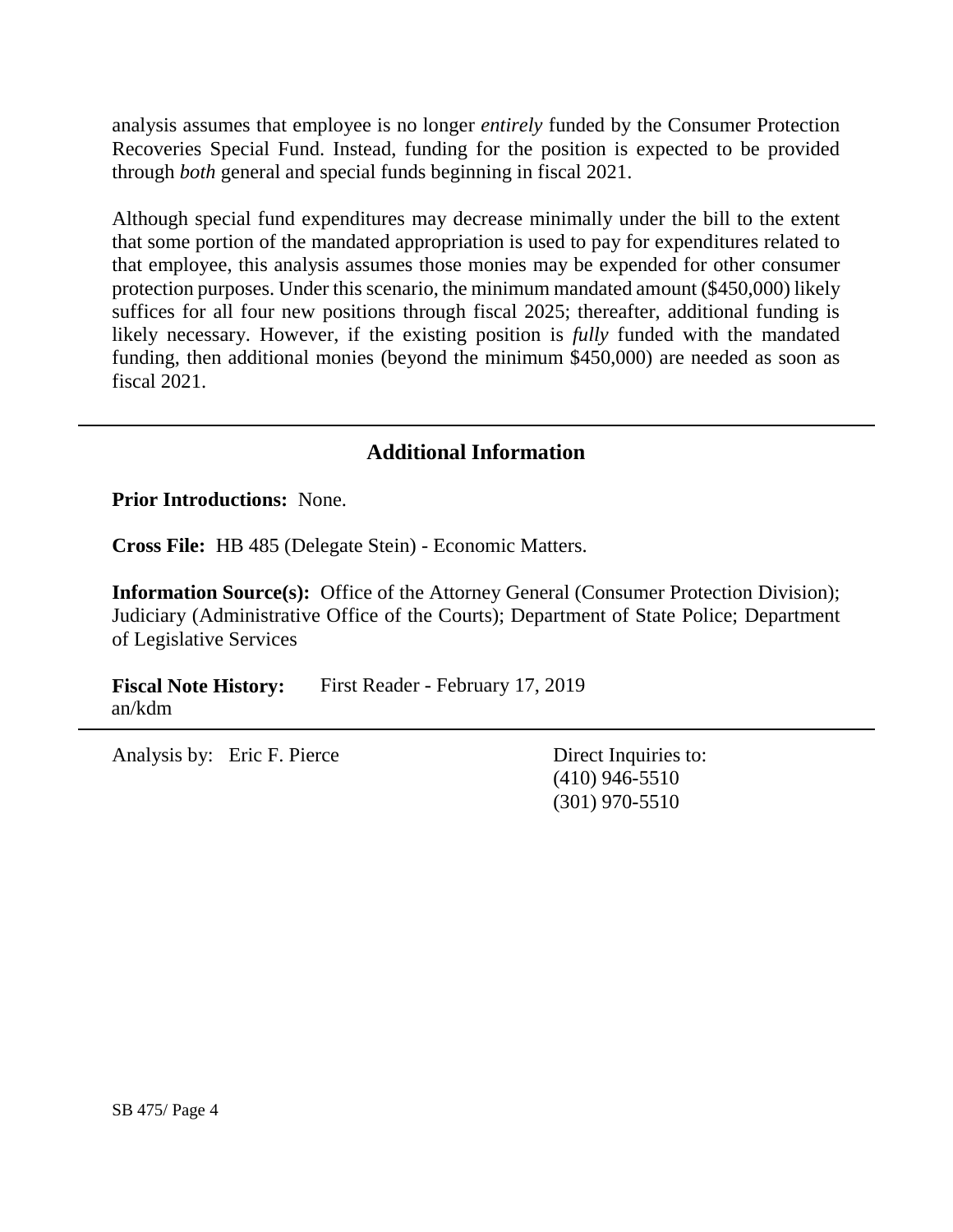analysis assumes that employee is no longer *entirely* funded by the Consumer Protection Recoveries Special Fund. Instead, funding for the position is expected to be provided through *both* general and special funds beginning in fiscal 2021.

Although special fund expenditures may decrease minimally under the bill to the extent that some portion of the mandated appropriation is used to pay for expenditures related to that employee, this analysis assumes those monies may be expended for other consumer protection purposes. Under this scenario, the minimum mandated amount ($450,000) likely suffices for all four new positions through fiscal 2025; thereafter, additional funding is likely necessary. However, if the existing position is *fully* funded with the mandated funding, then additional monies (beyond the minimum $450,000) are needed as soon as fiscal 2021.

## Additional Information

**Prior Introductions:** None.

**Cross File:** HB 485 (Delegate Stein) - Economic Matters.

**Information Source(s):** Office of the Attorney General (Consumer Protection Division); Judiciary (Administrative Office of the Courts); Department of State Police; Department of Legislative Services

**Fiscal Note History:** First Reader - February 17, 2019
an/kdm

Analysis by: Eric F. Pierce

Direct Inquiries to:
(410) 946-5510
(301) 970-5510